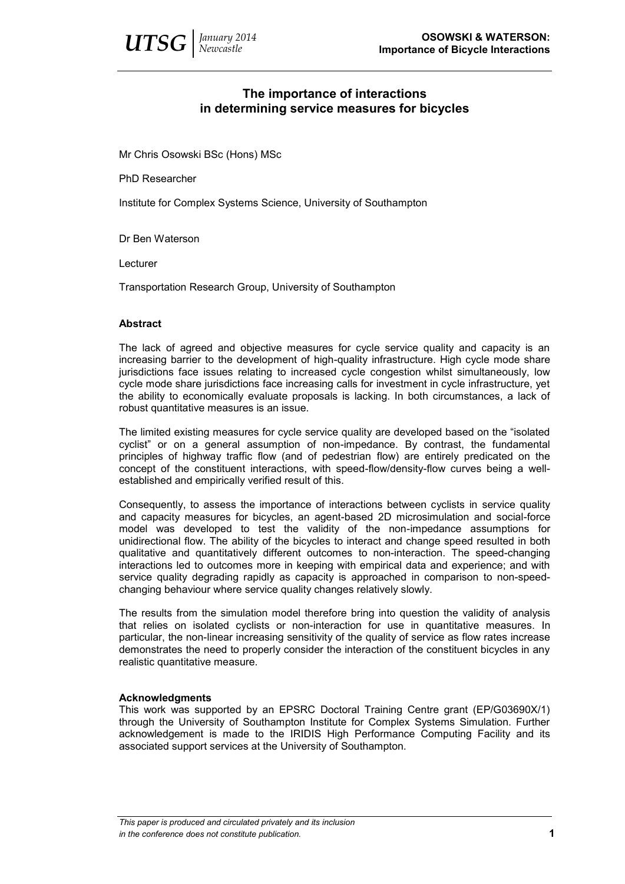# The importance of interactions in determining service measures for bicycles

Mr Chris Osowski BSc (Hons) MSc

PhD Researcher

Institute for Complex Systems Science, University of Southampton

Dr Ben Waterson

Lecturer

Transportation Research Group, University of Southampton

## Abstract

The lack of agreed and objective measures for cycle service quality and capacity is an increasing barrier to the development of high-quality infrastructure. High cycle mode share jurisdictions face issues relating to increased cycle congestion whilst simultaneously, low cycle mode share jurisdictions face increasing calls for investment in cycle infrastructure, yet the ability to economically evaluate proposals is lacking. In both circumstances, a lack of robust quantitative measures is an issue.

The limited existing measures for cycle service quality are developed based on the "isolated cyclist" or on a general assumption of non-impedance. By contrast, the fundamental principles of highway traffic flow (and of pedestrian flow) are entirely predicated on the concept of the constituent interactions, with speed-flow/density-flow curves being a well-established and empirically verified result of this.

Consequently, to assess the importance of interactions between cyclists in service quality and capacity measures for bicycles, an agent-based 2D microsimulation and social-force model was developed to test the validity of the non-impedance assumptions for unidirectional flow. The ability of the bicycles to interact and change speed resulted in both qualitative and quantitatively different outcomes to non-interaction. The speed-changing interactions led to outcomes more in keeping with empirical data and experience; and with service quality degrading rapidly as capacity is approached in comparison to non-speed-changing behaviour where service quality changes relatively slowly.

The results from the simulation model therefore bring into question the validity of analysis that relies on isolated cyclists or non-interaction for use in quantitative measures. In particular, the non-linear increasing sensitivity of the quality of service as flow rates increase demonstrates the need to properly consider the interaction of the constituent bicycles in any realistic quantitative measure.

## Acknowledgments

This work was supported by an EPSRC Doctoral Training Centre grant (EP/G03690X/1) through the University of Southampton Institute for Complex Systems Simulation. Further acknowledgement is made to the IRIDIS High Performance Computing Facility and its associated support services at the University of Southampton.

*This paper is produced and circulated privately and its inclusion in the conference does not constitute publication.*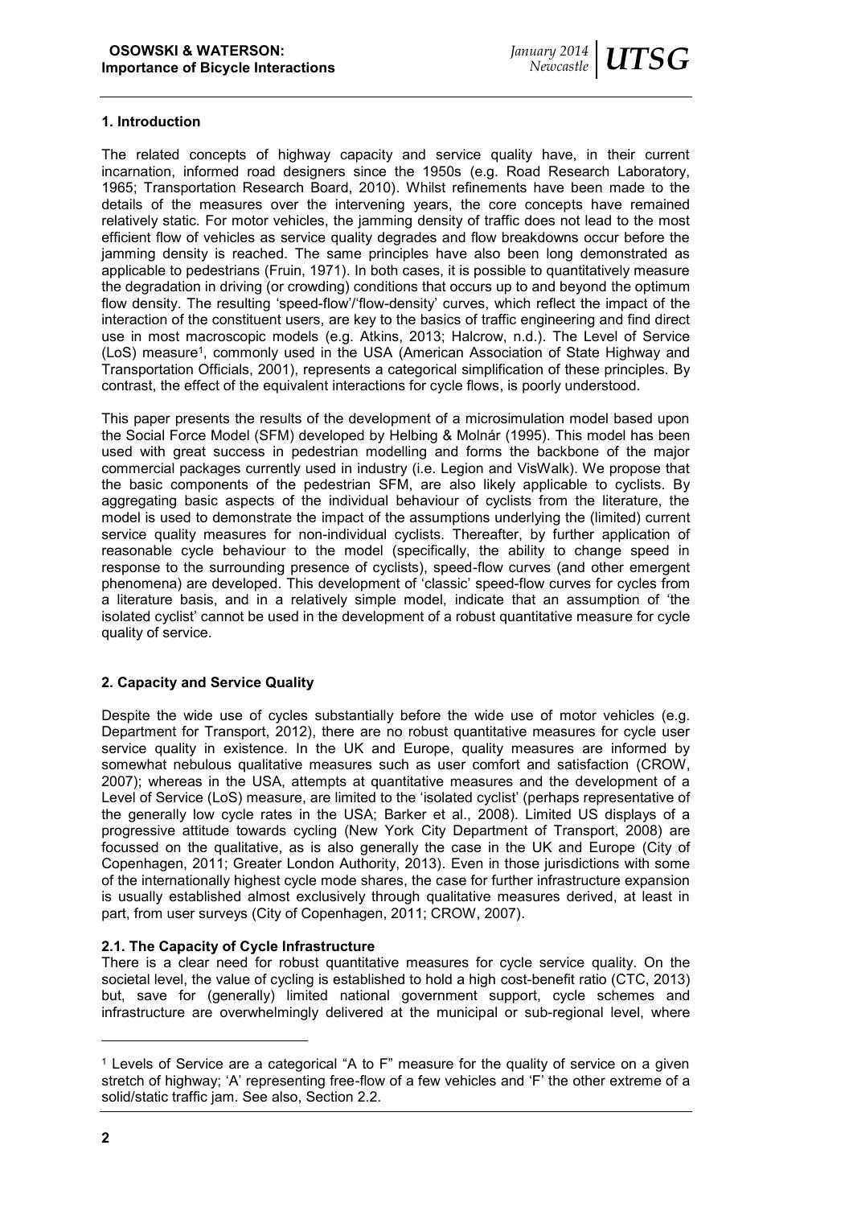## 1. Introduction

The related concepts of highway capacity and service quality have, in their current incarnation, informed road designers since the 1950s (e.g. Road Research Laboratory, 1965; Transportation Research Board, 2010). Whilst refinements have been made to the details of the measures over the intervening years, the core concepts have remained relatively static. For motor vehicles, the jamming density of traffic does not lead to the most efficient flow of vehicles as service quality degrades and flow breakdowns occur before the jamming density is reached. The same principles have also been long demonstrated as applicable to pedestrians (Fruin, 1971). In both cases, it is possible to quantitatively measure the degradation in driving (or crowding) conditions that occurs up to and beyond the optimum flow density. The resulting 'speed-flow'/'flow-density' curves, which reflect the impact of the interaction of the constituent users, are key to the basics of traffic engineering and find direct use in most macroscopic models (e.g. Atkins, 2013; Halcrow, n.d.). The Level of Service (LoS) measure[1], commonly used in the USA (American Association of State Highway and Transportation Officials, 2001), represents a categorical simplification of these principles. By contrast, the effect of the equivalent interactions for cycle flows, is poorly understood.

This paper presents the results of the development of a microsimulation model based upon the Social Force Model (SFM) developed by Helbing & Molnár (1995). This model has been used with great success in pedestrian modelling and forms the backbone of the major commercial packages currently used in industry (i.e. Legion and VisWalk). We propose that the basic components of the pedestrian SFM, are also likely applicable to cyclists. By aggregating basic aspects of the individual behaviour of cyclists from the literature, the model is used to demonstrate the impact of the assumptions underlying the (limited) current service quality measures for non-individual cyclists. Thereafter, by further application of reasonable cycle behaviour to the model (specifically, the ability to change speed in response to the surrounding presence of cyclists), speed-flow curves (and other emergent phenomena) are developed. This development of 'classic' speed-flow curves for cycles from a literature basis, and in a relatively simple model, indicate that an assumption of 'the isolated cyclist' cannot be used in the development of a robust quantitative measure for cycle quality of service.

## 2. Capacity and Service Quality

Despite the wide use of cycles substantially before the wide use of motor vehicles (e.g. Department for Transport, 2012), there are no robust quantitative measures for cycle user service quality in existence. In the UK and Europe, quality measures are informed by somewhat nebulous qualitative measures such as user comfort and satisfaction (CROW, 2007); whereas in the USA, attempts at quantitative measures and the development of a Level of Service (LoS) measure, are limited to the 'isolated cyclist' (perhaps representative of the generally low cycle rates in the USA; Barker et al., 2008). Limited US displays of a progressive attitude towards cycling (New York City Department of Transport, 2008) are focussed on the qualitative, as is also generally the case in the UK and Europe (City of Copenhagen, 2011; Greater London Authority, 2013). Even in those jurisdictions with some of the internationally highest cycle mode shares, the case for further infrastructure expansion is usually established almost exclusively through qualitative measures derived, at least in part, from user surveys (City of Copenhagen, 2011; CROW, 2007).

### 2.1. The Capacity of Cycle Infrastructure

There is a clear need for robust quantitative measures for cycle service quality. On the societal level, the value of cycling is established to hold a high cost-benefit ratio (CTC, 2013) but, save for (generally) limited national government support, cycle schemes and infrastructure are overwhelmingly delivered at the municipal or sub-regional level, where

[1] Levels of Service are a categorical "A to F" measure for the quality of service on a given stretch of highway; 'A' representing free-flow of a few vehicles and 'F' the other extreme of a solid/static traffic jam. See also, Section 2.2.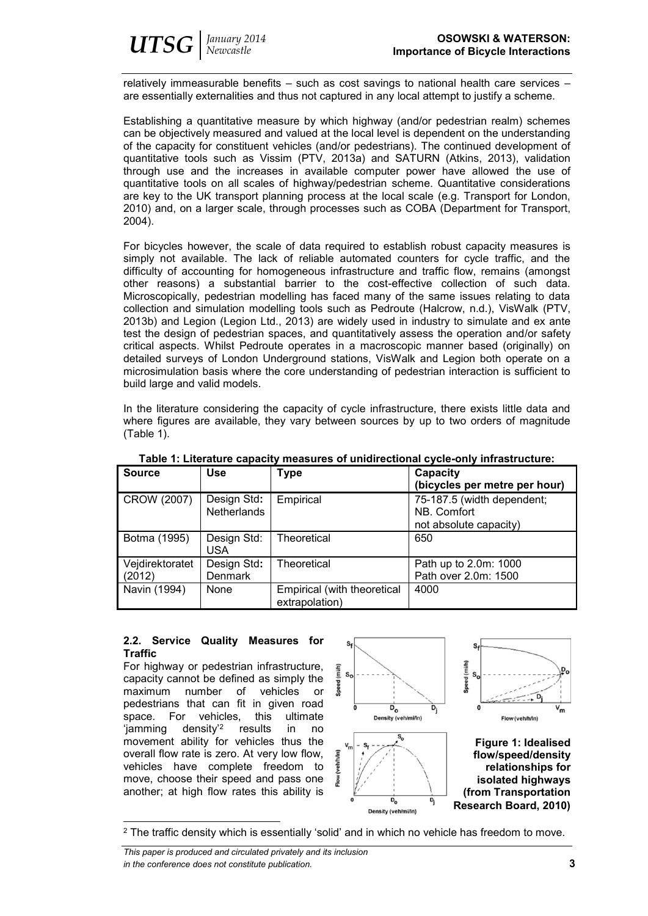relatively immeasurable benefits – such as cost savings to national health care services – are essentially externalities and thus not captured in any local attempt to justify a scheme.

Establishing a quantitative measure by which highway (and/or pedestrian realm) schemes can be objectively measured and valued at the local level is dependent on the understanding of the capacity for constituent vehicles (and/or pedestrians). The continued development of quantitative tools such as Vissim (PTV, 2013a) and SATURN (Atkins, 2013), validation through use and the increases in available computer power have allowed the use of quantitative tools on all scales of highway/pedestrian scheme. Quantitative considerations are key to the UK transport planning process at the local scale (e.g. Transport for London, 2010) and, on a larger scale, through processes such as COBA (Department for Transport, 2004).

For bicycles however, the scale of data required to establish robust capacity measures is simply not available. The lack of reliable automated counters for cycle traffic, and the difficulty of accounting for homogeneous infrastructure and traffic flow, remains (amongst other reasons) a substantial barrier to the cost-effective collection of such data. Microscopically, pedestrian modelling has faced many of the same issues relating to data collection and simulation modelling tools such as Pedroute (Halcrow, n.d.), VisWalk (PTV, 2013b) and Legion (Legion Ltd., 2013) are widely used in industry to simulate and ex ante test the design of pedestrian spaces, and quantitatively assess the operation and/or safety critical aspects. Whilst Pedroute operates in a macroscopic manner based (originally) on detailed surveys of London Underground stations, VisWalk and Legion both operate on a microsimulation basis where the core understanding of pedestrian interaction is sufficient to build large and valid models.

In the literature considering the capacity of cycle infrastructure, there exists little data and where figures are available, they vary between sources by up to two orders of magnitude (Table 1).

**Table 1: Literature capacity measures of unidirectional cycle-only infrastructure:**

| Source | Use | Type | Capacity (bicycles per metre per hour) |
|---|---|---|---|
| CROW (2007) | Design Std: Netherlands | Empirical | 75-187.5 (width dependent; NB. Comfort not absolute capacity) |
| Botma (1995) | Design Std: USA | Theoretical | 650 |
| Vejdirektoratet (2012) | Design Std: Denmark | Theoretical | Path up to 2.0m: 1000<br>Path over 2.0m: 1500 |
| Navin (1994) | None | Empirical (with theoretical extrapolation) | 4000 |

### 2.2. Service Quality Measures for Traffic

For highway or pedestrian infrastructure, capacity cannot be defined as simply the maximum number of vehicles or pedestrians that can fit in given road space. For vehicles, this ultimate 'jamming density'[2] results in no movement ability for vehicles thus the overall flow rate is zero. At very low flow, vehicles have complete freedom to move, choose their speed and pass one another; at high flow rates this ability is

**Figure 1: Idealised flow/speed/density relationships for isolated highways (from Transportation Research Board, 2010)**

[2] The traffic density which is essentially 'solid' and in which no vehicle has freedom to move.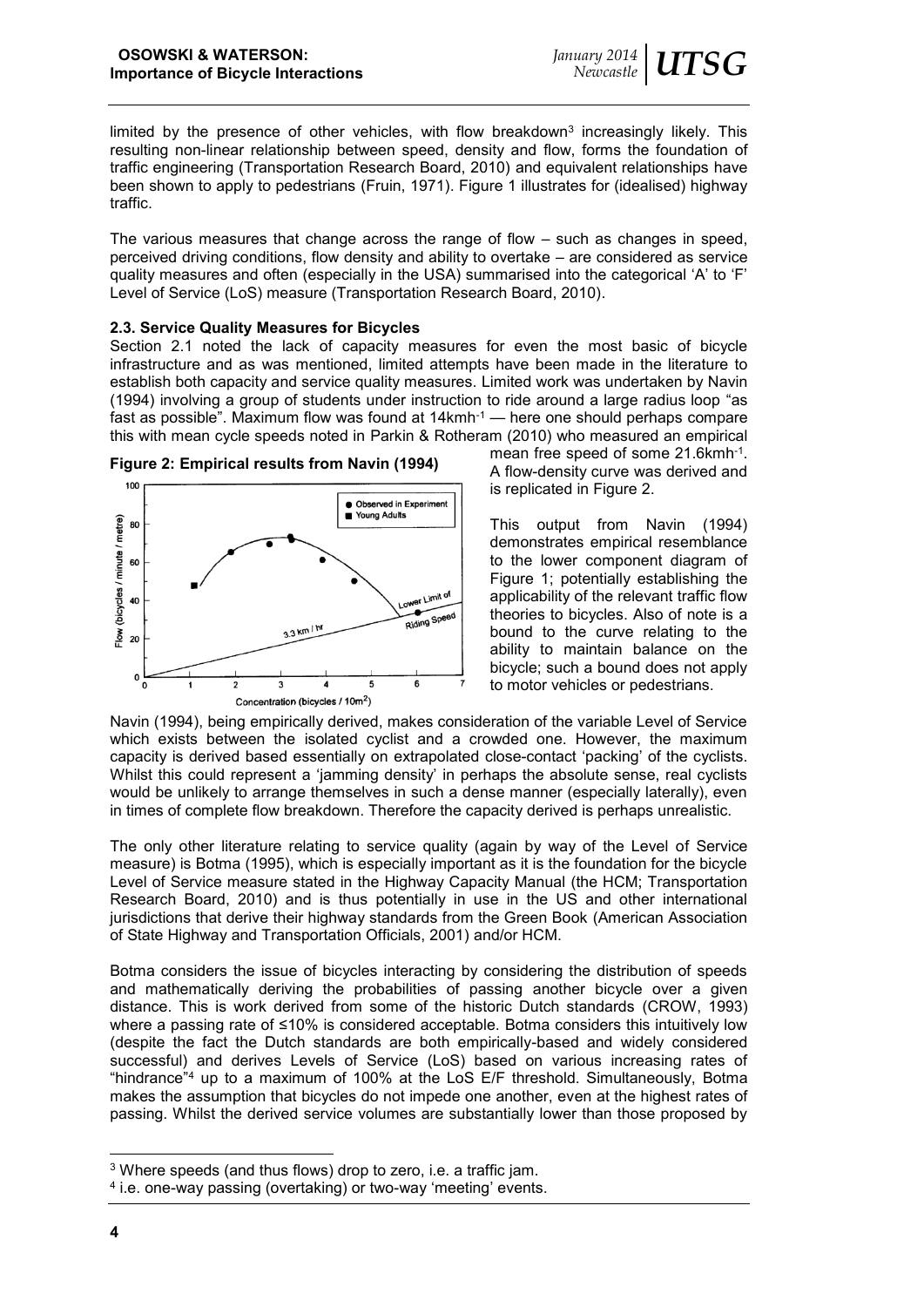limited by the presence of other vehicles, with flow breakdown[3] increasingly likely. This resulting non-linear relationship between speed, density and flow, forms the foundation of traffic engineering (Transportation Research Board, 2010) and equivalent relationships have been shown to apply to pedestrians (Fruin, 1971). Figure 1 illustrates for (idealised) highway traffic.

The various measures that change across the range of flow – such as changes in speed, perceived driving conditions, flow density and ability to overtake – are considered as service quality measures and often (especially in the USA) summarised into the categorical 'A' to 'F' Level of Service (LoS) measure (Transportation Research Board, 2010).

### 2.3. Service Quality Measures for Bicycles

Section 2.1 noted the lack of capacity measures for even the most basic of bicycle infrastructure and as was mentioned, limited attempts have been made in the literature to establish both capacity and service quality measures. Limited work was undertaken by Navin (1994) involving a group of students under instruction to ride around a large radius loop "as fast as possible". Maximum flow was found at 14kmh$^{-1}$ — here one should perhaps compare this with mean cycle speeds noted in Parkin & Rotheram (2010) who measured an empirical mean free speed of some 21.6kmh$^{-1}$. A flow-density curve was derived and is replicated in Figure 2.

**Figure 2: Empirical results from Navin (1994)**

This output from Navin (1994) demonstrates empirical resemblance to the lower component diagram of Figure 1; potentially establishing the applicability of the relevant traffic flow theories to bicycles. Also of note is a bound to the curve relating to the ability to maintain balance on the bicycle; such a bound does not apply to motor vehicles or pedestrians.

Navin (1994), being empirically derived, makes consideration of the variable Level of Service which exists between the isolated cyclist and a crowded one. However, the maximum capacity is derived based essentially on extrapolated close-contact 'packing' of the cyclists. Whilst this could represent a 'jamming density' in perhaps the absolute sense, real cyclists would be unlikely to arrange themselves in such a dense manner (especially laterally), even in times of complete flow breakdown. Therefore the capacity derived is perhaps unrealistic.

The only other literature relating to service quality (again by way of the Level of Service measure) is Botma (1995), which is especially important as it is the foundation for the bicycle Level of Service measure stated in the Highway Capacity Manual (the HCM; Transportation Research Board, 2010) and is thus potentially in use in the US and other international jurisdictions that derive their highway standards from the Green Book (American Association of State Highway and Transportation Officials, 2001) and/or HCM.

Botma considers the issue of bicycles interacting by considering the distribution of speeds and mathematically deriving the probabilities of passing another bicycle over a given distance. This is work derived from some of the historic Dutch standards (CROW, 1993) where a passing rate of ≤10% is considered acceptable. Botma considers this intuitively low (despite the fact the Dutch standards are both empirically-based and widely considered successful) and derives Levels of Service (LoS) based on various increasing rates of "hindrance"[4] up to a maximum of 100% at the LoS E/F threshold. Simultaneously, Botma makes the assumption that bicycles do not impede one another, even at the highest rates of passing. Whilst the derived service volumes are substantially lower than those proposed by

---

[3] Where speeds (and thus flows) drop to zero, i.e. a traffic jam.

[4] i.e. one-way passing (overtaking) or two-way 'meeting' events.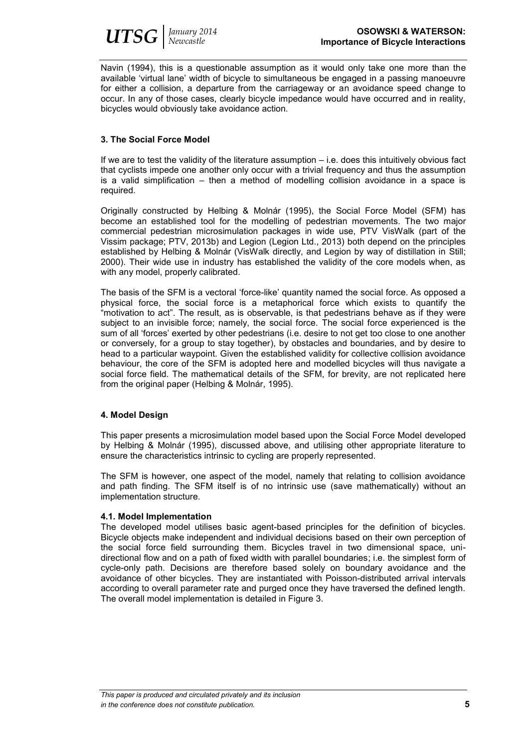Navin (1994), this is a questionable assumption as it would only take one more than the available 'virtual lane' width of bicycle to simultaneous be engaged in a passing manoeuvre for either a collision, a departure from the carriageway or an avoidance speed change to occur. In any of those cases, clearly bicycle impedance would have occurred and in reality, bicycles would obviously take avoidance action.

## 3. The Social Force Model

If we are to test the validity of the literature assumption – i.e. does this intuitively obvious fact that cyclists impede one another only occur with a trivial frequency and thus the assumption is a valid simplification – then a method of modelling collision avoidance in a space is required.

Originally constructed by Helbing & Molnár (1995), the Social Force Model (SFM) has become an established tool for the modelling of pedestrian movements. The two major commercial pedestrian microsimulation packages in wide use, PTV VisWalk (part of the Vissim package; PTV, 2013b) and Legion (Legion Ltd., 2013) both depend on the principles established by Helbing & Molnár (VisWalk directly, and Legion by way of distillation in Still; 2000). Their wide use in industry has established the validity of the core models when, as with any model, properly calibrated.

The basis of the SFM is a vectoral 'force-like' quantity named the social force. As opposed a physical force, the social force is a metaphorical force which exists to quantify the "motivation to act". The result, as is observable, is that pedestrians behave as if they were subject to an invisible force; namely, the social force. The social force experienced is the sum of all 'forces' exerted by other pedestrians (i.e. desire to not get too close to one another or conversely, for a group to stay together), by obstacles and boundaries, and by desire to head to a particular waypoint. Given the established validity for collective collision avoidance behaviour, the core of the SFM is adopted here and modelled bicycles will thus navigate a social force field. The mathematical details of the SFM, for brevity, are not replicated here from the original paper (Helbing & Molnár, 1995).

## 4. Model Design

This paper presents a microsimulation model based upon the Social Force Model developed by Helbing & Molnár (1995), discussed above, and utilising other appropriate literature to ensure the characteristics intrinsic to cycling are properly represented.

The SFM is however, one aspect of the model, namely that relating to collision avoidance and path finding. The SFM itself is of no intrinsic use (save mathematically) without an implementation structure.

### 4.1. Model Implementation

The developed model utilises basic agent-based principles for the definition of bicycles. Bicycle objects make independent and individual decisions based on their own perception of the social force field surrounding them. Bicycles travel in two dimensional space, uni-directional flow and on a path of fixed width with parallel boundaries; i.e. the simplest form of cycle-only path. Decisions are therefore based solely on boundary avoidance and the avoidance of other bicycles. They are instantiated with Poisson-distributed arrival intervals according to overall parameter rate and purged once they have traversed the defined length. The overall model implementation is detailed in Figure 3.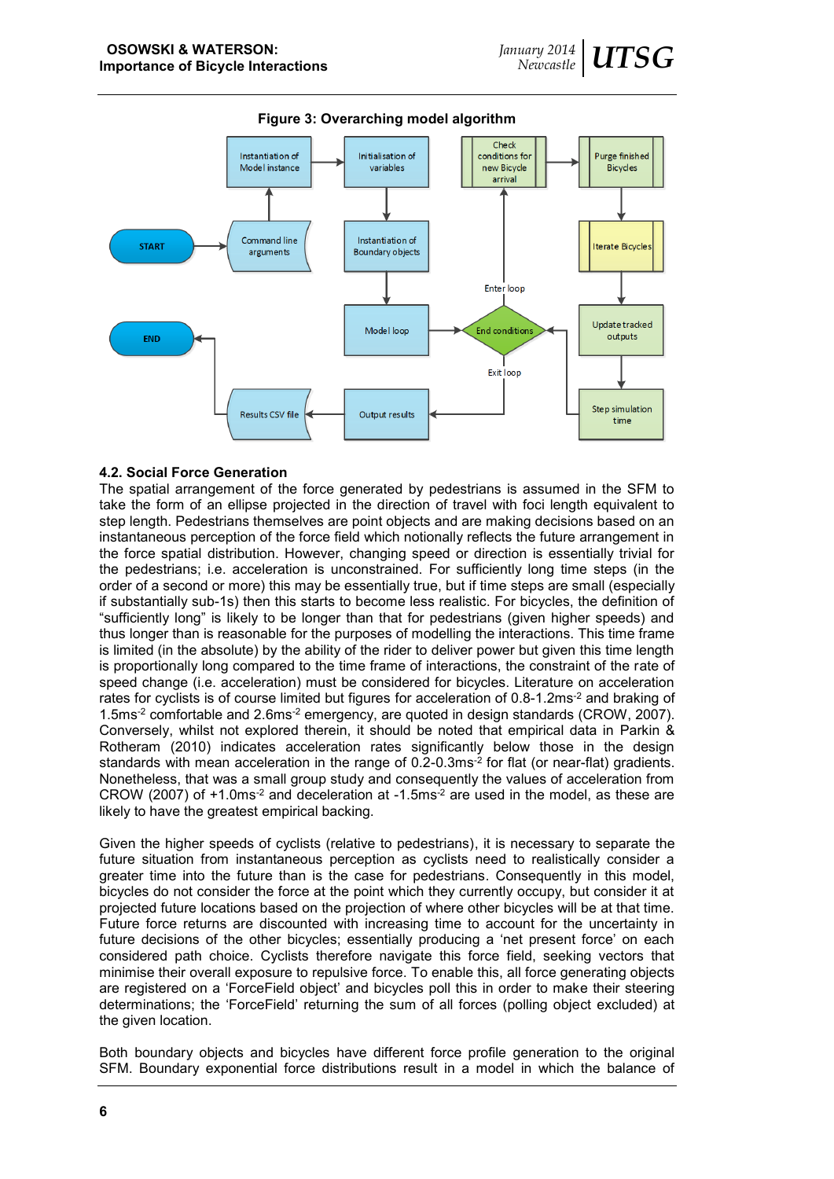**Figure 3: Overarching model algorithm**

### 4.2. Social Force Generation

The spatial arrangement of the force generated by pedestrians is assumed in the SFM to take the form of an ellipse projected in the direction of travel with foci length equivalent to step length. Pedestrians themselves are point objects and are making decisions based on an instantaneous perception of the force field which notionally reflects the future arrangement in the force spatial distribution. However, changing speed or direction is essentially trivial for the pedestrians; i.e. acceleration is unconstrained. For sufficiently long time steps (in the order of a second or more) this may be essentially true, but if time steps are small (especially if substantially sub-1s) then this starts to become less realistic. For bicycles, the definition of "sufficiently long" is likely to be longer than that for pedestrians (given higher speeds) and thus longer than is reasonable for the purposes of modelling the interactions. This time frame is limited (in the absolute) by the ability of the rider to deliver power but given this time length is proportionally long compared to the time frame of interactions, the constraint of the rate of speed change (i.e. acceleration) must be considered for bicycles. Literature on acceleration rates for cyclists is of course limited but figures for acceleration of 0.8-1.2ms$^{-2}$ and braking of 1.5ms$^{-2}$ comfortable and 2.6ms$^{-2}$ emergency, are quoted in design standards (CROW, 2007). Conversely, whilst not explored therein, it should be noted that empirical data in Parkin & Rotheram (2010) indicates acceleration rates significantly below those in the design standards with mean acceleration in the range of 0.2-0.3ms$^{-2}$ for flat (or near-flat) gradients. Nonetheless, that was a small group study and consequently the values of acceleration from CROW (2007) of +1.0ms$^{-2}$ and deceleration at -1.5ms$^{-2}$ are used in the model, as these are likely to have the greatest empirical backing.

Given the higher speeds of cyclists (relative to pedestrians), it is necessary to separate the future situation from instantaneous perception as cyclists need to realistically consider a greater time into the future than is the case for pedestrians. Consequently in this model, bicycles do not consider the force at the point which they currently occupy, but consider it at projected future locations based on the projection of where other bicycles will be at that time. Future force returns are discounted with increasing time to account for the uncertainty in future decisions of the other bicycles; essentially producing a 'net present force' on each considered path choice. Cyclists therefore navigate this force field, seeking vectors that minimise their overall exposure to repulsive force. To enable this, all force generating objects are registered on a 'ForceField object' and bicycles poll this in order to make their steering determinations; the 'ForceField' returning the sum of all forces (polling object excluded) at the given location.

Both boundary objects and bicycles have different force profile generation to the original SFM. Boundary exponential force distributions result in a model in which the balance of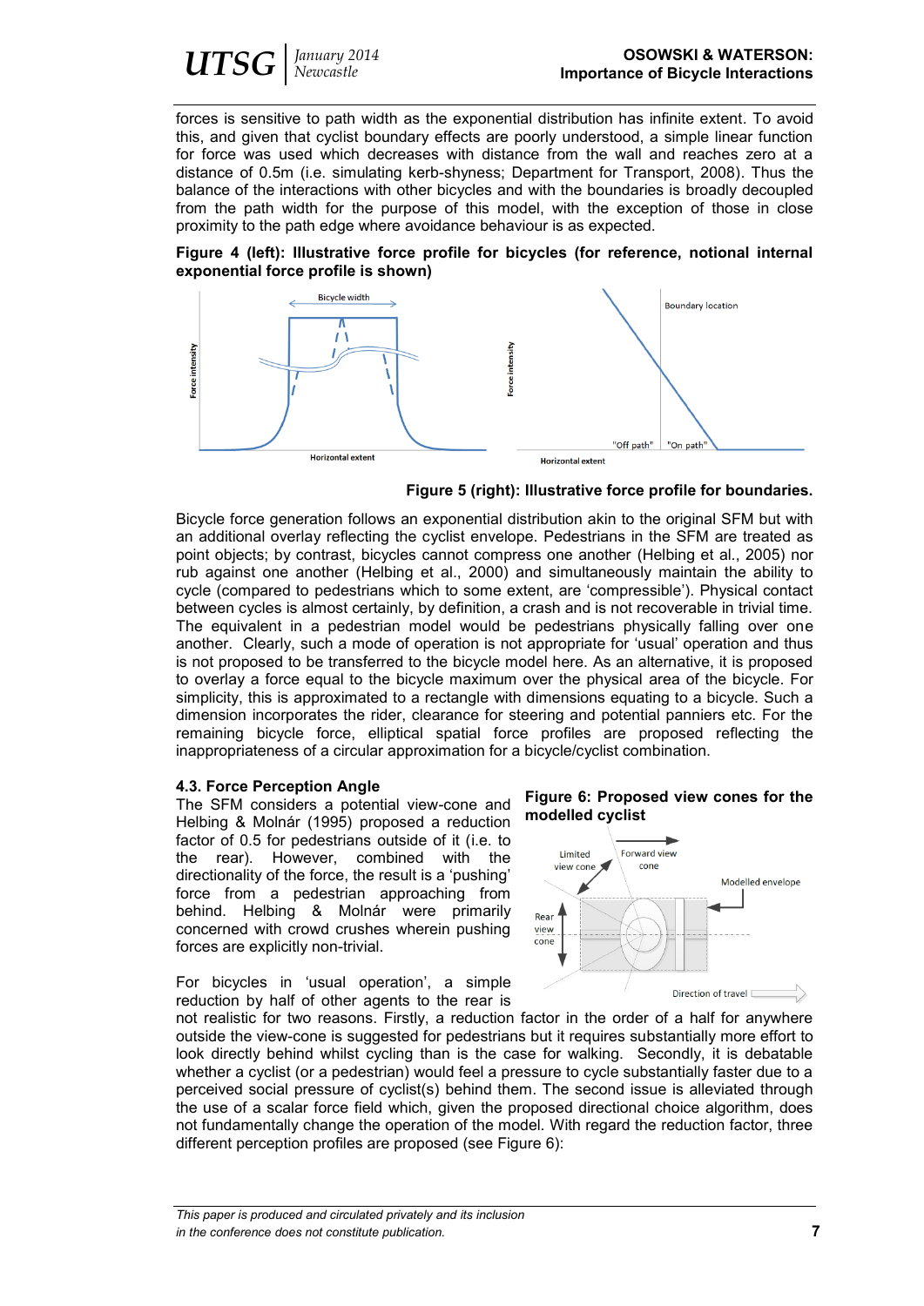forces is sensitive to path width as the exponential distribution has infinite extent. To avoid this, and given that cyclist boundary effects are poorly understood, a simple linear function for force was used which decreases with distance from the wall and reaches zero at a distance of 0.5m (i.e. simulating kerb-shyness; Department for Transport, 2008). Thus the balance of the interactions with other bicycles and with the boundaries is broadly decoupled from the path width for the purpose of this model, with the exception of those in close proximity to the path edge where avoidance behaviour is as expected.

**Figure 4 (left): Illustrative force profile for bicycles (for reference, notional internal exponential force profile is shown)**

**Figure 5 (right): Illustrative force profile for boundaries.**

Bicycle force generation follows an exponential distribution akin to the original SFM but with an additional overlay reflecting the cyclist envelope. Pedestrians in the SFM are treated as point objects; by contrast, bicycles cannot compress one another (Helbing et al., 2005) nor rub against one another (Helbing et al., 2000) and simultaneously maintain the ability to cycle (compared to pedestrians which to some extent, are 'compressible'). Physical contact between cycles is almost certainly, by definition, a crash and is not recoverable in trivial time. The equivalent in a pedestrian model would be pedestrians physically falling over one another. Clearly, such a mode of operation is not appropriate for 'usual' operation and thus is not proposed to be transferred to the bicycle model here. As an alternative, it is proposed to overlay a force equal to the bicycle maximum over the physical area of the bicycle. For simplicity, this is approximated to a rectangle with dimensions equating to a bicycle. Such a dimension incorporates the rider, clearance for steering and potential panniers etc. For the remaining bicycle force, elliptical spatial force profiles are proposed reflecting the inappropriateness of a circular approximation for a bicycle/cyclist combination.

### 4.3. Force Perception Angle

The SFM considers a potential view-cone and Helbing & Molnár (1995) proposed a reduction factor of 0.5 for pedestrians outside of it (i.e. to the rear). However, combined with the directionality of the force, the result is a 'pushing' force from a pedestrian approaching from behind. Helbing & Molnár were primarily concerned with crowd crushes wherein pushing forces are explicitly non-trivial.

**Figure 6: Proposed view cones for the modelled cyclist**

For bicycles in 'usual operation', a simple reduction by half of other agents to the rear is not realistic for two reasons. Firstly, a reduction factor in the order of a half for anywhere outside the view-cone is suggested for pedestrians but it requires substantially more effort to look directly behind whilst cycling than is the case for walking. Secondly, it is debatable whether a cyclist (or a pedestrian) would feel a pressure to cycle substantially faster due to a perceived social pressure of cyclist(s) behind them. The second issue is alleviated through the use of a scalar force field which, given the proposed directional choice algorithm, does not fundamentally change the operation of the model. With regard the reduction factor, three different perception profiles are proposed (see Figure 6):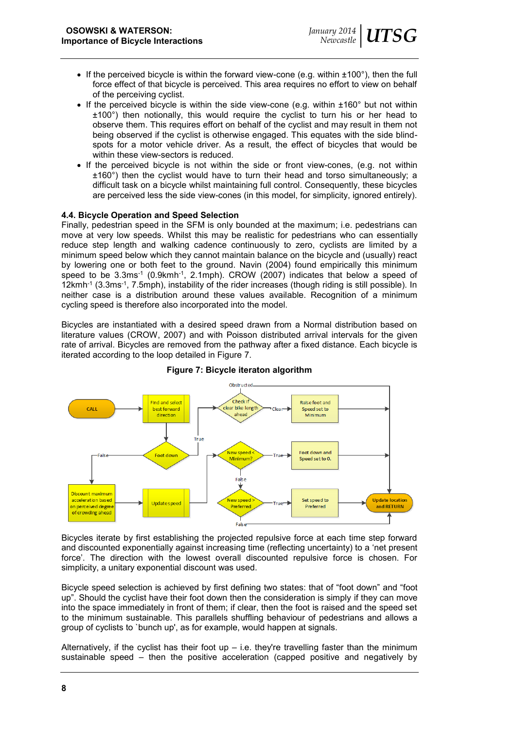- If the perceived bicycle is within the forward view-cone (e.g. within ±100°), then the full force effect of that bicycle is perceived. This area requires no effort to view on behalf of the perceiving cyclist.
- If the perceived bicycle is within the side view-cone (e.g. within ±160° but not within ±100°) then notionally, this would require the cyclist to turn his or her head to observe them. This requires effort on behalf of the cyclist and may result in them not being observed if the cyclist is otherwise engaged. This equates with the side blind-spots for a motor vehicle driver. As a result, the effect of bicycles that would be within these view-sectors is reduced.
- If the perceived bicycle is not within the side or front view-cones, (e.g. not within ±160°) then the cyclist would have to turn their head and torso simultaneously; a difficult task on a bicycle whilst maintaining full control. Consequently, these bicycles are perceived less the side view-cones (in this model, for simplicity, ignored entirely).

### 4.4. Bicycle Operation and Speed Selection

Finally, pedestrian speed in the SFM is only bounded at the maximum; i.e. pedestrians can move at very low speeds. Whilst this may be realistic for pedestrians who can essentially reduce step length and walking cadence continuously to zero, cyclists are limited by a minimum speed below which they cannot maintain balance on the bicycle and (usually) react by lowering one or both feet to the ground. Navin (2004) found empirically this minimum speed to be 3.3ms$^{-1}$ (0.9kmh$^{-1}$, 2.1mph). CROW (2007) indicates that below a speed of 12kmh$^{-1}$ (3.3ms$^{-1}$, 7.5mph), instability of the rider increases (though riding is still possible). In neither case is a distribution around these values available. Recognition of a minimum cycling speed is therefore also incorporated into the model.

Bicycles are instantiated with a desired speed drawn from a Normal distribution based on literature values (CROW, 2007) and with Poisson distributed arrival intervals for the given rate of arrival. Bicycles are removed from the pathway after a fixed distance. Each bicycle is iterated according to the loop detailed in Figure 7.

**Figure 7: Bicycle iteraton algorithm**

Bicycles iterate by first establishing the projected repulsive force at each time step forward and discounted exponentially against increasing time (reflecting uncertainty) to a 'net present force'. The direction with the lowest overall discounted repulsive force is chosen. For simplicity, a unitary exponential discount was used.

Bicycle speed selection is achieved by first defining two states: that of "foot down" and "foot up". Should the cyclist have their foot down then the consideration is simply if they can move into the space immediately in front of them; if clear, then the foot is raised and the speed set to the minimum sustainable. This parallels shuffling behaviour of pedestrians and allows a group of cyclists to `bunch up', as for example, would happen at signals.

Alternatively, if the cyclist has their foot up – i.e. they're travelling faster than the minimum sustainable speed – then the positive acceleration (capped positive and negatively by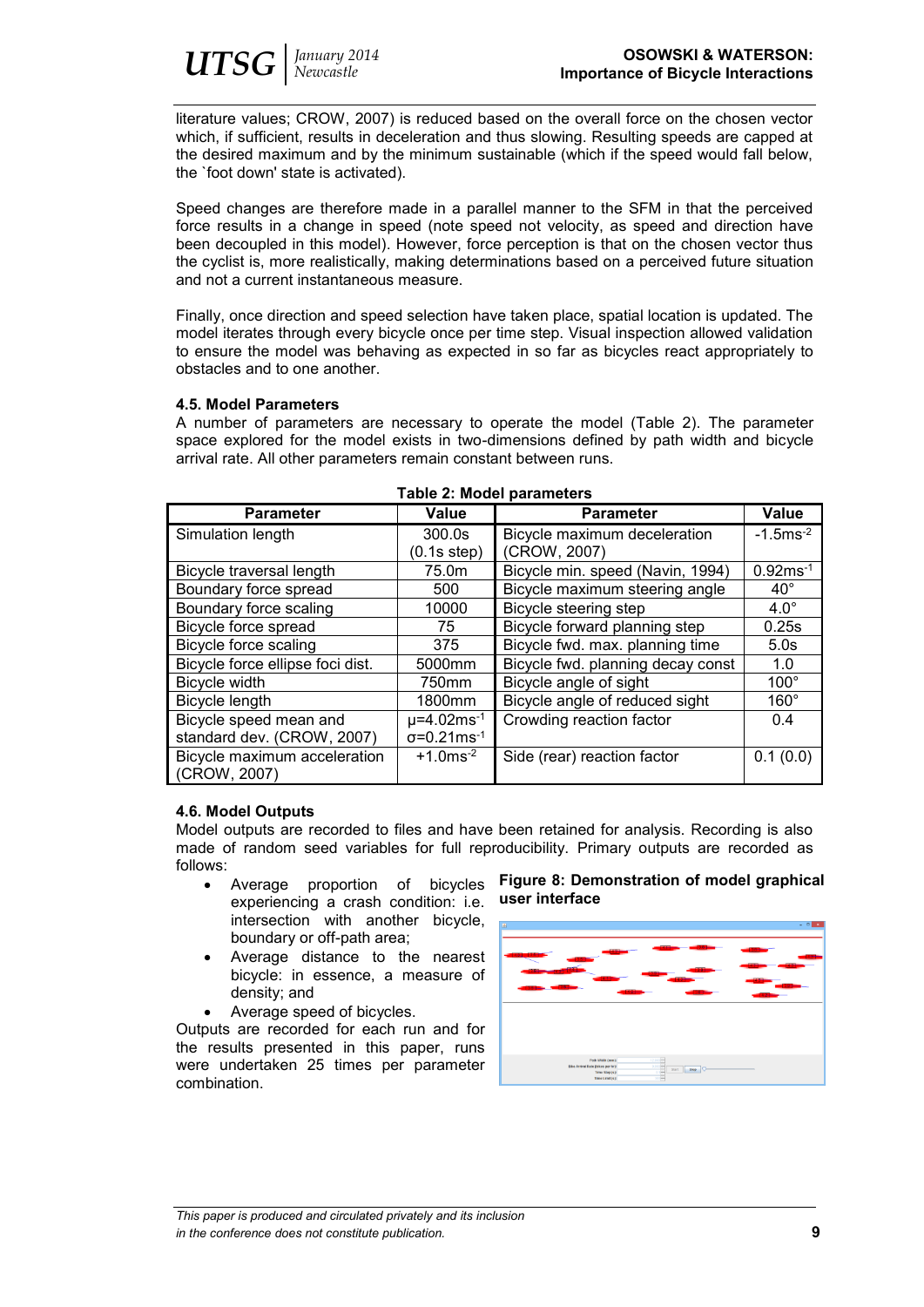literature values; CROW, 2007) is reduced based on the overall force on the chosen vector which, if sufficient, results in deceleration and thus slowing. Resulting speeds are capped at the desired maximum and by the minimum sustainable (which if the speed would fall below, the `foot down' state is activated).

Speed changes are therefore made in a parallel manner to the SFM in that the perceived force results in a change in speed (note speed not velocity, as speed and direction have been decoupled in this model). However, force perception is that on the chosen vector thus the cyclist is, more realistically, making determinations based on a perceived future situation and not a current instantaneous measure.

Finally, once direction and speed selection have taken place, spatial location is updated. The model iterates through every bicycle once per time step. Visual inspection allowed validation to ensure the model was behaving as expected in so far as bicycles react appropriately to obstacles and to one another.

### 4.5. Model Parameters

A number of parameters are necessary to operate the model (Table 2). The parameter space explored for the model exists in two-dimensions defined by path width and bicycle arrival rate. All other parameters remain constant between runs.

**Table 2: Model parameters**

| Parameter | Value | Parameter | Value |
|---|---|---|---|
| Simulation length | 300.0s (0.1s step) | Bicycle maximum deceleration (CROW, 2007) | $-1.5ms^{-2}$ |
| Bicycle traversal length | 75.0m | Bicycle min. speed (Navin, 1994) | $0.92ms^{-1}$ |
| Boundary force spread | 500 | Bicycle maximum steering angle | 40° |
| Boundary force scaling | 10000 | Bicycle steering step | 4.0° |
| Bicycle force spread | 75 | Bicycle forward planning step | 0.25s |
| Bicycle force scaling | 375 | Bicycle fwd. max. planning time | 5.0s |
| Bicycle force ellipse foci dist. | 5000mm | Bicycle fwd. planning decay const | 1.0 |
| Bicycle width | 750mm | Bicycle angle of sight | 100° |
| Bicycle length | 1800mm | Bicycle angle of reduced sight | 160° |
| Bicycle speed mean and standard dev. (CROW, 2007) | $\mu=4.02ms^{-1}$ $\sigma=0.21ms^{-1}$ | Crowding reaction factor | 0.4 |
| Bicycle maximum acceleration (CROW, 2007) | $+1.0ms^{-2}$ | Side (rear) reaction factor | 0.1 (0.0) |

### 4.6. Model Outputs

Model outputs are recorded to files and have been retained for analysis. Recording is also made of random seed variables for full reproducibility. Primary outputs are recorded as follows:

- Average proportion of bicycles experiencing a crash condition: i.e. intersection with another bicycle, boundary or off-path area;
- Average distance to the nearest bicycle: in essence, a measure of density; and
- Average speed of bicycles.

Outputs are recorded for each run and for the results presented in this paper, runs were undertaken 25 times per parameter combination.

**Figure 8: Demonstration of model graphical user interface**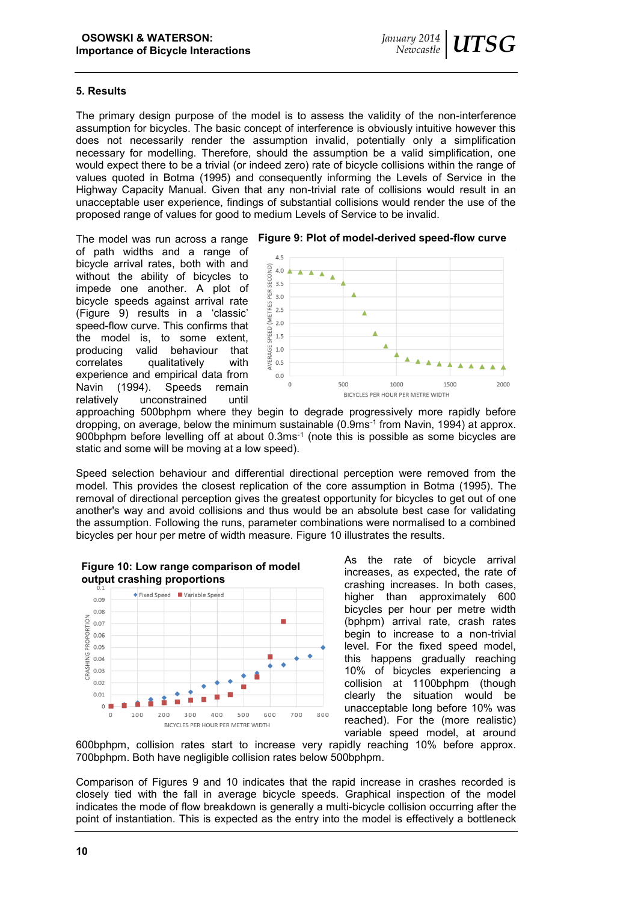## 5. Results

The primary design purpose of the model is to assess the validity of the non-interference assumption for bicycles. The basic concept of interference is obviously intuitive however this does not necessarily render the assumption invalid, potentially only a simplification necessary for modelling. Therefore, should the assumption be a valid simplification, one would expect there to be a trivial (or indeed zero) rate of bicycle collisions within the range of values quoted in Botma (1995) and consequently informing the Levels of Service in the Highway Capacity Manual. Given that any non-trivial rate of collisions would result in an unacceptable user experience, findings of substantial collisions would render the use of the proposed range of values for good to medium Levels of Service to be invalid.

The model was run across a range of path widths and a range of bicycle arrival rates, both with and without the ability of bicycles to impede one another. A plot of bicycle speeds against arrival rate (Figure 9) results in a 'classic' speed-flow curve. This confirms that the model is, to some extent, producing valid behaviour that correlates qualitatively with experience and empirical data from Navin (1994). Speeds remain relatively unconstrained until approaching 500bphpm where they begin to degrade progressively more rapidly before dropping, on average, below the minimum sustainable (0.9ms$^{-1}$ from Navin, 1994) at approx. 900bphpm before levelling off at about 0.3ms$^{-1}$ (note this is possible as some bicycles are static and some will be moving at a low speed).

**Figure 9: Plot of model-derived speed-flow curve**

Speed selection behaviour and differential directional perception were removed from the model. This provides the closest replication of the core assumption in Botma (1995). The removal of directional perception gives the greatest opportunity for bicycles to get out of one another's way and avoid collisions and thus would be an absolute best case for validating the assumption. Following the runs, parameter combinations were normalised to a combined bicycles per hour per metre of width measure. Figure 10 illustrates the results.

**Figure 10: Low range comparison of model output crashing proportions**

As the rate of bicycle arrival increases, as expected, the rate of crashing increases. In both cases, higher than approximately 600 bicycles per hour per metre width (bphpm) arrival rate, crash rates begin to increase to a non-trivial level. For the fixed speed model, this happens gradually reaching 10% of bicycles experiencing a collision at 1100bphpm (though clearly the situation would be unacceptable long before 10% was reached). For the (more realistic) variable speed model, at around 600bphpm, collision rates start to increase very rapidly reaching 10% before approx. 700bphpm. Both have negligible collision rates below 500bphpm.

Comparison of Figures 9 and 10 indicates that the rapid increase in crashes recorded is closely tied with the fall in average bicycle speeds. Graphical inspection of the model indicates the mode of flow breakdown is generally a multi-bicycle collision occurring after the point of instantiation. This is expected as the entry into the model is effectively a bottleneck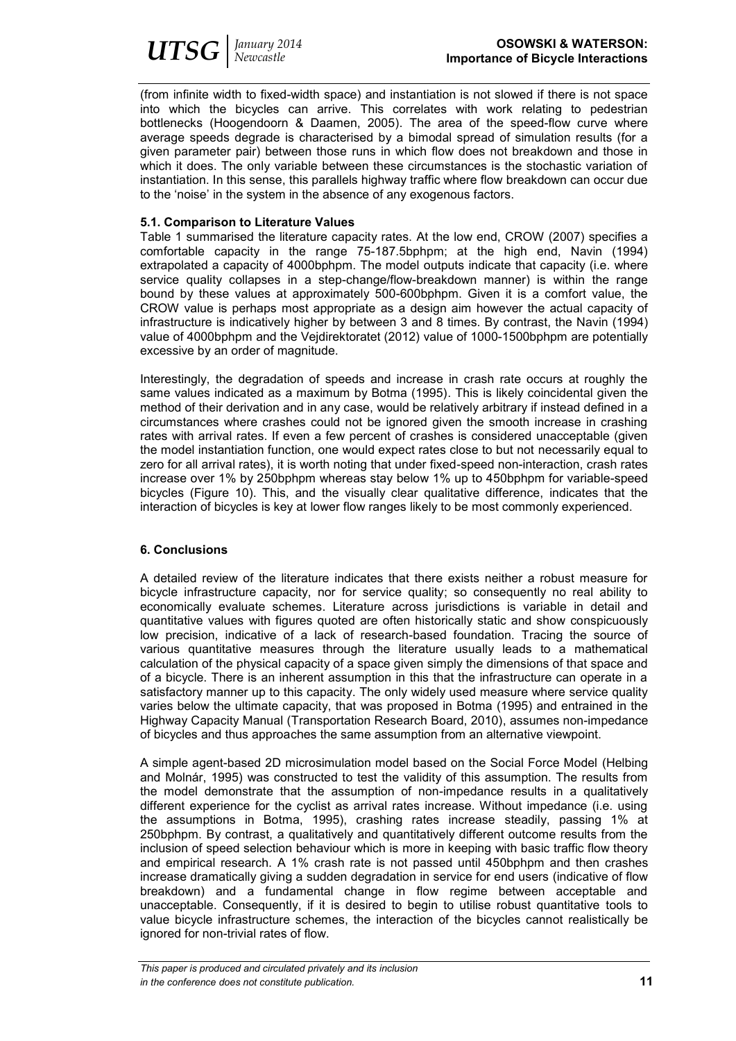(from infinite width to fixed-width space) and instantiation is not slowed if there is not space into which the bicycles can arrive. This correlates with work relating to pedestrian bottlenecks (Hoogendoorn & Daamen, 2005). The area of the speed-flow curve where average speeds degrade is characterised by a bimodal spread of simulation results (for a given parameter pair) between those runs in which flow does not breakdown and those in which it does. The only variable between these circumstances is the stochastic variation of instantiation. In this sense, this parallels highway traffic where flow breakdown can occur due to the 'noise' in the system in the absence of any exogenous factors.

### 5.1. Comparison to Literature Values

Table 1 summarised the literature capacity rates. At the low end, CROW (2007) specifies a comfortable capacity in the range 75-187.5bphpm; at the high end, Navin (1994) extrapolated a capacity of 4000bphpm. The model outputs indicate that capacity (i.e. where service quality collapses in a step-change/flow-breakdown manner) is within the range bound by these values at approximately 500-600bphpm. Given it is a comfort value, the CROW value is perhaps most appropriate as a design aim however the actual capacity of infrastructure is indicatively higher by between 3 and 8 times. By contrast, the Navin (1994) value of 4000bphpm and the Vejdirektoratet (2012) value of 1000-1500bphpm are potentially excessive by an order of magnitude.

Interestingly, the degradation of speeds and increase in crash rate occurs at roughly the same values indicated as a maximum by Botma (1995). This is likely coincidental given the method of their derivation and in any case, would be relatively arbitrary if instead defined in a circumstances where crashes could not be ignored given the smooth increase in crashing rates with arrival rates. If even a few percent of crashes is considered unacceptable (given the model instantiation function, one would expect rates close to but not necessarily equal to zero for all arrival rates), it is worth noting that under fixed-speed non-interaction, crash rates increase over 1% by 250bphpm whereas stay below 1% up to 450bphpm for variable-speed bicycles (Figure 10). This, and the visually clear qualitative difference, indicates that the interaction of bicycles is key at lower flow ranges likely to be most commonly experienced.

## 6. Conclusions

A detailed review of the literature indicates that there exists neither a robust measure for bicycle infrastructure capacity, nor for service quality; so consequently no real ability to economically evaluate schemes. Literature across jurisdictions is variable in detail and quantitative values with figures quoted are often historically static and show conspicuously low precision, indicative of a lack of research-based foundation. Tracing the source of various quantitative measures through the literature usually leads to a mathematical calculation of the physical capacity of a space given simply the dimensions of that space and of a bicycle. There is an inherent assumption in this that the infrastructure can operate in a satisfactory manner up to this capacity. The only widely used measure where service quality varies below the ultimate capacity, that was proposed in Botma (1995) and entrained in the Highway Capacity Manual (Transportation Research Board, 2010), assumes non-impedance of bicycles and thus approaches the same assumption from an alternative viewpoint.

A simple agent-based 2D microsimulation model based on the Social Force Model (Helbing and Molnár, 1995) was constructed to test the validity of this assumption. The results from the model demonstrate that the assumption of non-impedance results in a qualitatively different experience for the cyclist as arrival rates increase. Without impedance (i.e. using the assumptions in Botma, 1995), crashing rates increase steadily, passing 1% at 250bphpm. By contrast, a qualitatively and quantitatively different outcome results from the inclusion of speed selection behaviour which is more in keeping with basic traffic flow theory and empirical research. A 1% crash rate is not passed until 450bphpm and then crashes increase dramatically giving a sudden degradation in service for end users (indicative of flow breakdown) and a fundamental change in flow regime between acceptable and unacceptable. Consequently, if it is desired to begin to utilise robust quantitative tools to value bicycle infrastructure schemes, the interaction of the bicycles cannot realistically be ignored for non-trivial rates of flow.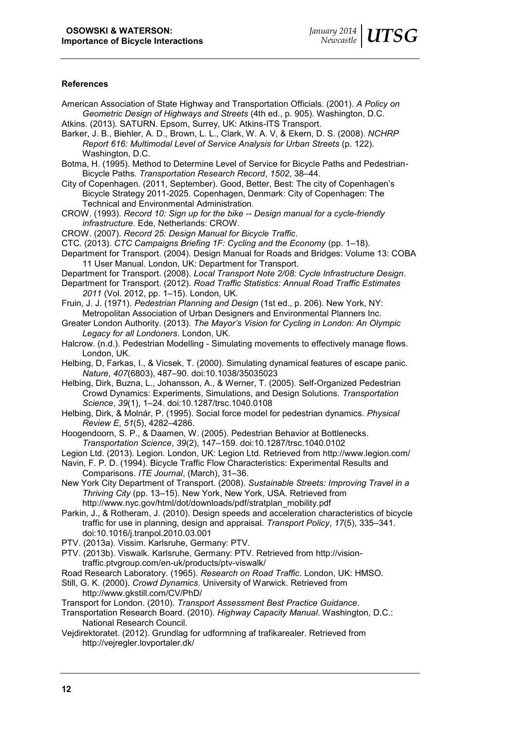**References**

American Association of State Highway and Transportation Officials. (2001). *A Policy on Geometric Design of Highways and Streets* (4th ed., p. 905). Washington, D.C.

Atkins. (2013). SATURN. Epsom, Surrey, UK: Atkins-ITS Transport.

Barker, J. B., Biehler, A. D., Brown, L. L., Clark, W. A. V, & Ekern, D. S. (2008). *NCHRP Report 616: Multimodal Level of Service Analysis for Urban Streets* (p. 122). Washington, D.C.

Botma, H. (1995). Method to Determine Level of Service for Bicycle Paths and Pedestrian-Bicycle Paths. *Transportation Research Record*, *1502*, 38–44.

City of Copenhagen. (2011, September). Good, Better, Best: The city of Copenhagen's Bicycle Strategy 2011-2025. Copenhagen, Denmark: City of Copenhagen: The Technical and Environmental Administration.

CROW. (1993). *Record 10: Sign up for the bike -- Design manual for a cycle-friendly infrastructure*. Ede, Netherlands: CROW.

CROW. (2007). *Record 25: Design Manual for Bicycle Traffic*.

CTC. (2013). *CTC Campaigns Briefing 1F: Cycling and the Economy* (pp. 1–18).

Department for Transport. (2004). Design Manual for Roads and Bridges: Volume 13: COBA 11 User Manual. London, UK: Department for Transport.

Department for Transport. (2008). *Local Transport Note 2/08: Cycle Infrastructure Design*.

Department for Transport. (2012). *Road Traffic Statistics: Annual Road Traffic Estimates 2011* (Vol. 2012, pp. 1–15). London, UK.

Fruin, J. J. (1971). *Pedestrian Planning and Design* (1st ed., p. 206). New York, NY: Metropolitan Association of Urban Designers and Environmental Planners Inc.

Greater London Authority. (2013). *The Mayor's Vision for Cycling in London: An Olympic Legacy for all Londoners*. London, UK.

Halcrow. (n.d.). Pedestrian Modelling - Simulating movements to effectively manage flows. London, UK.

Helbing, D, Farkas, I., & Vicsek, T. (2000). Simulating dynamical features of escape panic. *Nature*, *407*(6803), 487–90. doi:10.1038/35035023

Helbing, Dirk, Buzna, L., Johansson, A., & Werner, T. (2005). Self-Organized Pedestrian Crowd Dynamics: Experiments, Simulations, and Design Solutions. *Transportation Science*, *39*(1), 1–24. doi:10.1287/trsc.1040.0108

Helbing, Dirk, & Molnár, P. (1995). Social force model for pedestrian dynamics. *Physical Review E*, *51*(5), 4282–4286.

Hoogendoorn, S. P., & Daamen, W. (2005). Pedestrian Behavior at Bottlenecks. *Transportation Science*, *39*(2), 147–159. doi:10.1287/trsc.1040.0102

Legion Ltd. (2013). Legion. London, UK: Legion Ltd. Retrieved from http://www.legion.com/

Navin, F. P. D. (1994). Bicycle Traffic Flow Characteristics: Experimental Results and Comparisons. *ITE Journal*, (March), 31–36.

New York City Department of Transport. (2008). *Sustainable Streets: Improving Travel in a Thriving City* (pp. 13–15). New York, New York, USA. Retrieved from http://www.nyc.gov/html/dot/downloads/pdf/stratplan_mobility.pdf

Parkin, J., & Rotheram, J. (2010). Design speeds and acceleration characteristics of bicycle traffic for use in planning, design and appraisal. *Transport Policy*, *17*(5), 335–341. doi:10.1016/j.tranpol.2010.03.001

PTV. (2013a). Vissim. Karlsruhe, Germany: PTV.

PTV. (2013b). Viswalk. Karlsruhe, Germany: PTV. Retrieved from http://vision-traffic.ptvgroup.com/en-uk/products/ptv-viswalk/

Road Research Laboratory. (1965). *Research on Road Traffic*. London, UK: HMSO.

Still, G. K. (2000). *Crowd Dynamics*. University of Warwick. Retrieved from http://www.gkstill.com/CV/PhD/

Transport for London. (2010). *Transport Assessment Best Practice Guidance*.

Transportation Research Board. (2010). *Highway Capacity Manual*. Washington, D.C.: National Research Council.

Vejdirektoratet. (2012). Grundlag for udformning af trafikarealer. Retrieved from http://vejregler.lovportaler.dk/